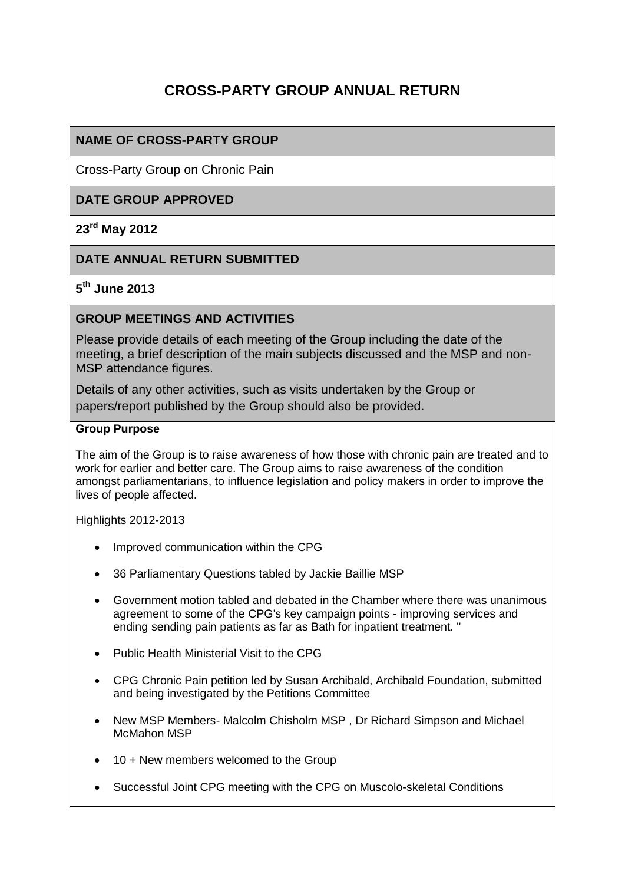# CROSS-PARTY GROUP ANNUAL RETURN

## NAME OF CROSS-PARTY GROUP

Cross-Party Group on Chronic Pain

## DATE GROUP APPROVED

**23rd May 2012**

## DATE ANNUAL RETURN SUBMITTED

**5th June 2013**

## GROUP MEETINGS AND ACTIVITIES

Please provide details of each meeting of the Group including the date of the meeting, a brief description of the main subjects discussed and the MSP and non-MSP attendance figures.

Details of any other activities, such as visits undertaken by the Group or papers/report published by the Group should also be provided.

**Group Purpose**

The aim of the Group is to raise awareness of how those with chronic pain are treated and to work for earlier and better care. The Group aims to raise awareness of the condition amongst parliamentarians, to influence legislation and policy makers in order to improve the lives of people affected.

Highlights 2012-2013

- Improved communication within the CPG
- 36 Parliamentary Questions tabled by Jackie Baillie MSP
- Government motion tabled and debated in the Chamber where there was unanimous agreement to some of the CPG's key campaign points - improving services and ending sending pain patients as far as Bath for inpatient treatment. "
- Public Health Ministerial Visit to the CPG
- CPG Chronic Pain petition led by Susan Archibald, Archibald Foundation, submitted and being investigated by the Petitions Committee
- New MSP Members- Malcolm Chisholm MSP , Dr Richard Simpson and Michael McMahon MSP
- 10 + New members welcomed to the Group
- Successful Joint CPG meeting with the CPG on Muscolo-skeletal Conditions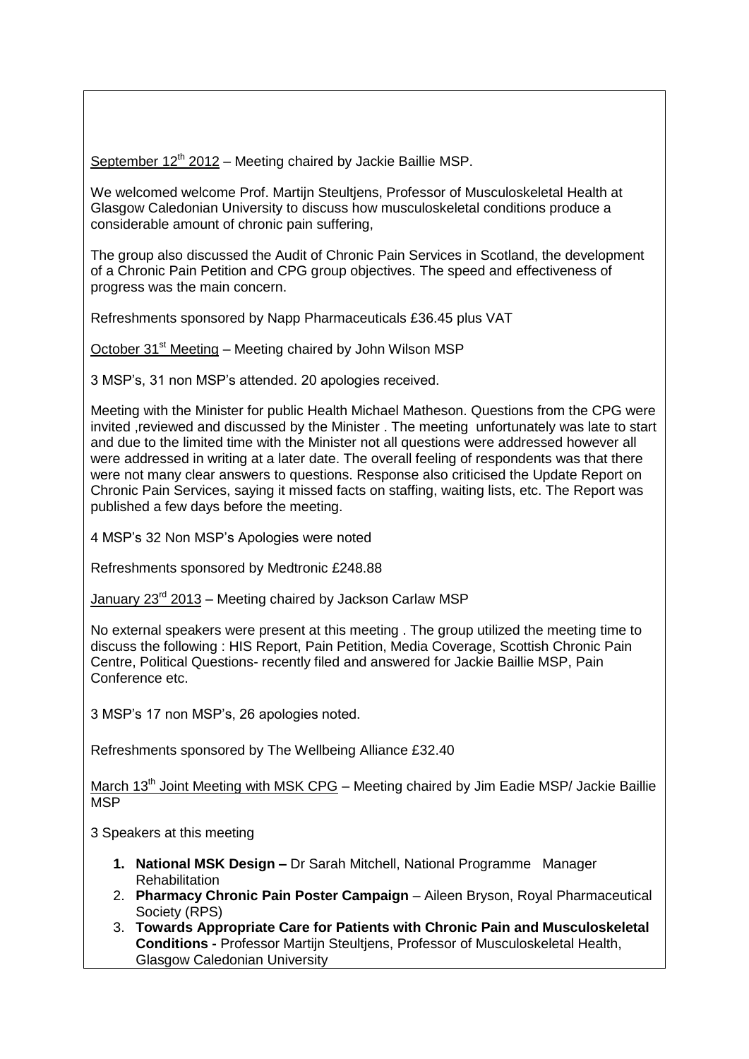September 12th 2012 – Meeting chaired by Jackie Baillie MSP.

We welcomed welcome Prof. Martijn Steultjens, Professor of Musculoskeletal Health at Glasgow Caledonian University to discuss how musculoskeletal conditions produce a considerable amount of chronic pain suffering,

The group also discussed the Audit of Chronic Pain Services in Scotland, the development of a Chronic Pain Petition and CPG group objectives. The speed and effectiveness of progress was the main concern.

Refreshments sponsored by Napp Pharmaceuticals £36.45 plus VAT

October 31st Meeting – Meeting chaired by John Wilson MSP

3 MSP's, 31 non MSP's attended. 20 apologies received.

Meeting with the Minister for public Health Michael Matheson. Questions from the CPG were invited ,reviewed and discussed by the Minister . The meeting unfortunately was late to start and due to the limited time with the Minister not all questions were addressed however all were addressed in writing at a later date. The overall feeling of respondents was that there were not many clear answers to questions. Response also criticised the Update Report on Chronic Pain Services, saying it missed facts on staffing, waiting lists, etc. The Report was published a few days before the meeting.

4 MSP's 32 Non MSP's Apologies were noted

Refreshments sponsored by Medtronic £248.88

January 23rd 2013 – Meeting chaired by Jackson Carlaw MSP

No external speakers were present at this meeting . The group utilized the meeting time to discuss the following : HIS Report, Pain Petition, Media Coverage, Scottish Chronic Pain Centre, Political Questions- recently filed and answered for Jackie Baillie MSP, Pain Conference etc.

3 MSP's 17 non MSP's, 26 apologies noted.

Refreshments sponsored by The Wellbeing Alliance £32.40

March 13th Joint Meeting with MSK CPG – Meeting chaired by Jim Eadie MSP/ Jackie Baillie MSP

3 Speakers at this meeting

1. **National MSK Design –** Dr Sarah Mitchell, National Programme Manager Rehabilitation
2. **Pharmacy Chronic Pain Poster Campaign** – Aileen Bryson, Royal Pharmaceutical Society (RPS)
3. **Towards Appropriate Care for Patients with Chronic Pain and Musculoskeletal Conditions -** Professor Martijn Steultjens, Professor of Musculoskeletal Health, Glasgow Caledonian University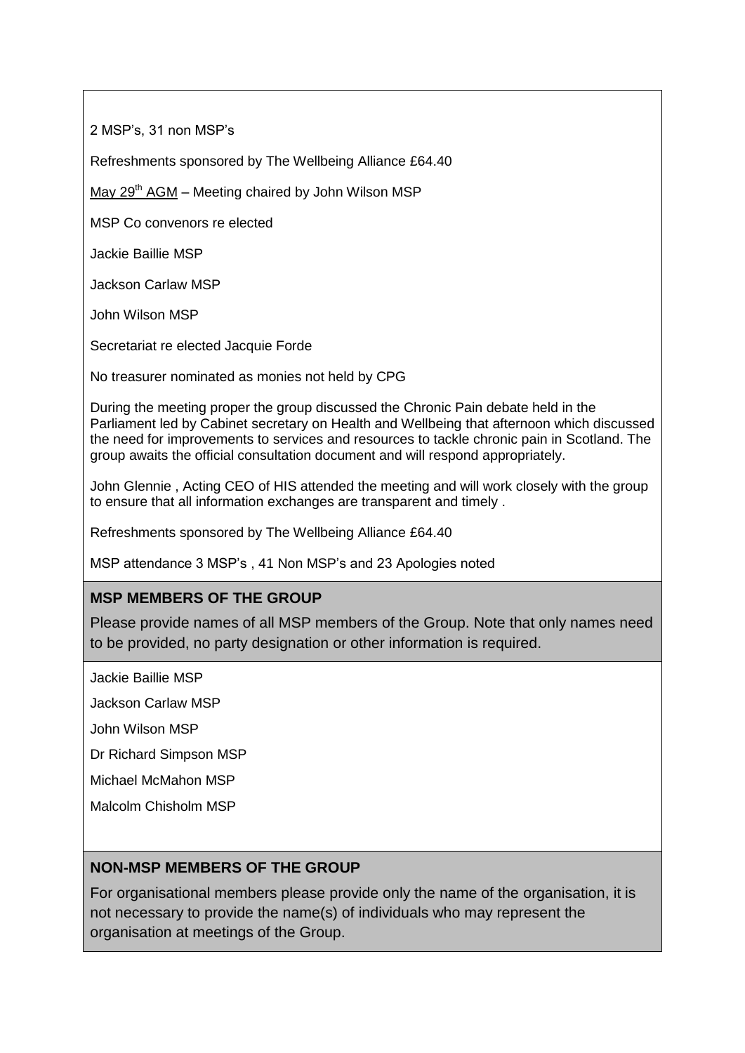2 MSP's, 31 non MSP's

Refreshments sponsored by The Wellbeing Alliance £64.40

May 29th AGM – Meeting chaired by John Wilson MSP

MSP Co convenors re elected

Jackie Baillie MSP

Jackson Carlaw MSP

John Wilson MSP

Secretariat re elected Jacquie Forde

No treasurer nominated as monies not held by CPG

During the meeting proper the group discussed the Chronic Pain debate held in the Parliament led by Cabinet secretary on Health and Wellbeing that afternoon which discussed the need for improvements to services and resources to tackle chronic pain in Scotland. The group awaits the official consultation document and will respond appropriately.

John Glennie , Acting CEO of HIS attended the meeting and will work closely with the group to ensure that all information exchanges are transparent and timely .

Refreshments sponsored by The Wellbeing Alliance £64.40

MSP attendance 3 MSP's , 41 Non MSP's and 23 Apologies noted

**MSP MEMBERS OF THE GROUP**

Please provide names of all MSP members of the Group. Note that only names need to be provided, no party designation or other information is required.

Jackie Baillie MSP

Jackson Carlaw MSP

John Wilson MSP

Dr Richard Simpson MSP

Michael McMahon MSP

Malcolm Chisholm MSP

**NON-MSP MEMBERS OF THE GROUP**

For organisational members please provide only the name of the organisation, it is not necessary to provide the name(s) of individuals who may represent the organisation at meetings of the Group.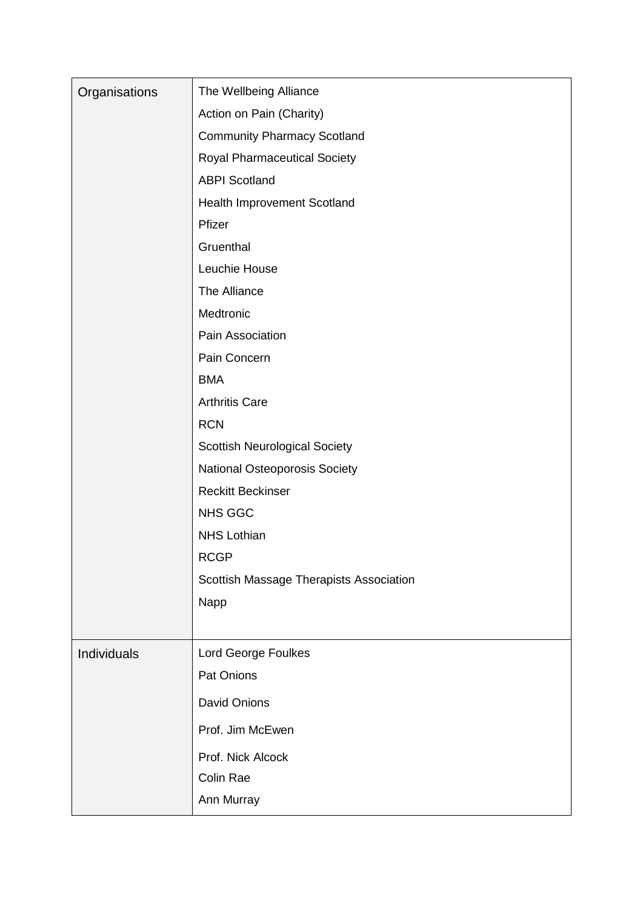| | |
|---|---|
| Organisations | The Wellbeing Alliance<br>Action on Pain (Charity)<br>Community Pharmacy Scotland<br>Royal Pharmaceutical Society<br>ABPI Scotland<br>Health Improvement Scotland<br>Pfizer<br>Gruenthal<br>Leuchie House<br>The Alliance<br>Medtronic<br>Pain Association<br>Pain Concern<br>BMA<br>Arthritis Care<br>RCN<br>Scottish Neurological Society<br>National Osteoporosis Society<br>Reckitt Beckinser<br>NHS GGC<br>NHS Lothian<br>RCGP<br>Scottish Massage Therapists Association<br>Napp |
| Individuals | Lord George Foulkes<br>Pat Onions<br>David Onions<br>Prof. Jim McEwen<br>Prof. Nick Alcock<br>Colin Rae<br>Ann Murray |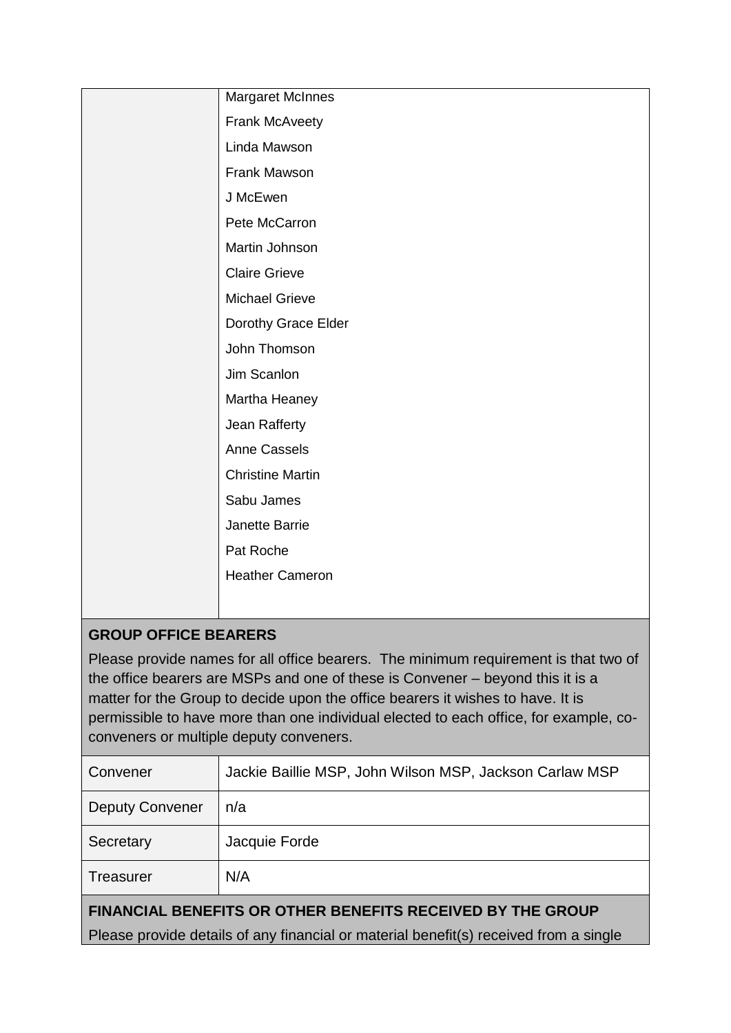| | |
|---|---|
| | Margaret McInnes |
| | Frank McAveety |
| | Linda Mawson |
| | Frank Mawson |
| | J McEwen |
| | Pete McCarron |
| | Martin Johnson |
| | Claire Grieve |
| | Michael Grieve |
| | Dorothy Grace Elder |
| | John Thomson |
| | Jim Scanlon |
| | Martha Heaney |
| | Jean Rafferty |
| | Anne Cassels |
| | Christine Martin |
| | Sabu James |
| | Janette Barrie |
| | Pat Roche |
| | Heather Cameron |

**GROUP OFFICE BEARERS**

Please provide names for all office bearers. The minimum requirement is that two of the office bearers are MSPs and one of these is Convener – beyond this it is a matter for the Group to decide upon the office bearers it wishes to have. It is permissible to have more than one individual elected to each office, for example, co-conveners or multiple deputy conveners.

| | |
|---|---|
| Convener | Jackie Baillie MSP, John Wilson MSP, Jackson Carlaw MSP |
| Deputy Convener | n/a |
| Secretary | Jacquie Forde |
| Treasurer | N/A |

**FINANCIAL BENEFITS OR OTHER BENEFITS RECEIVED BY THE GROUP**

Please provide details of any financial or material benefit(s) received from a single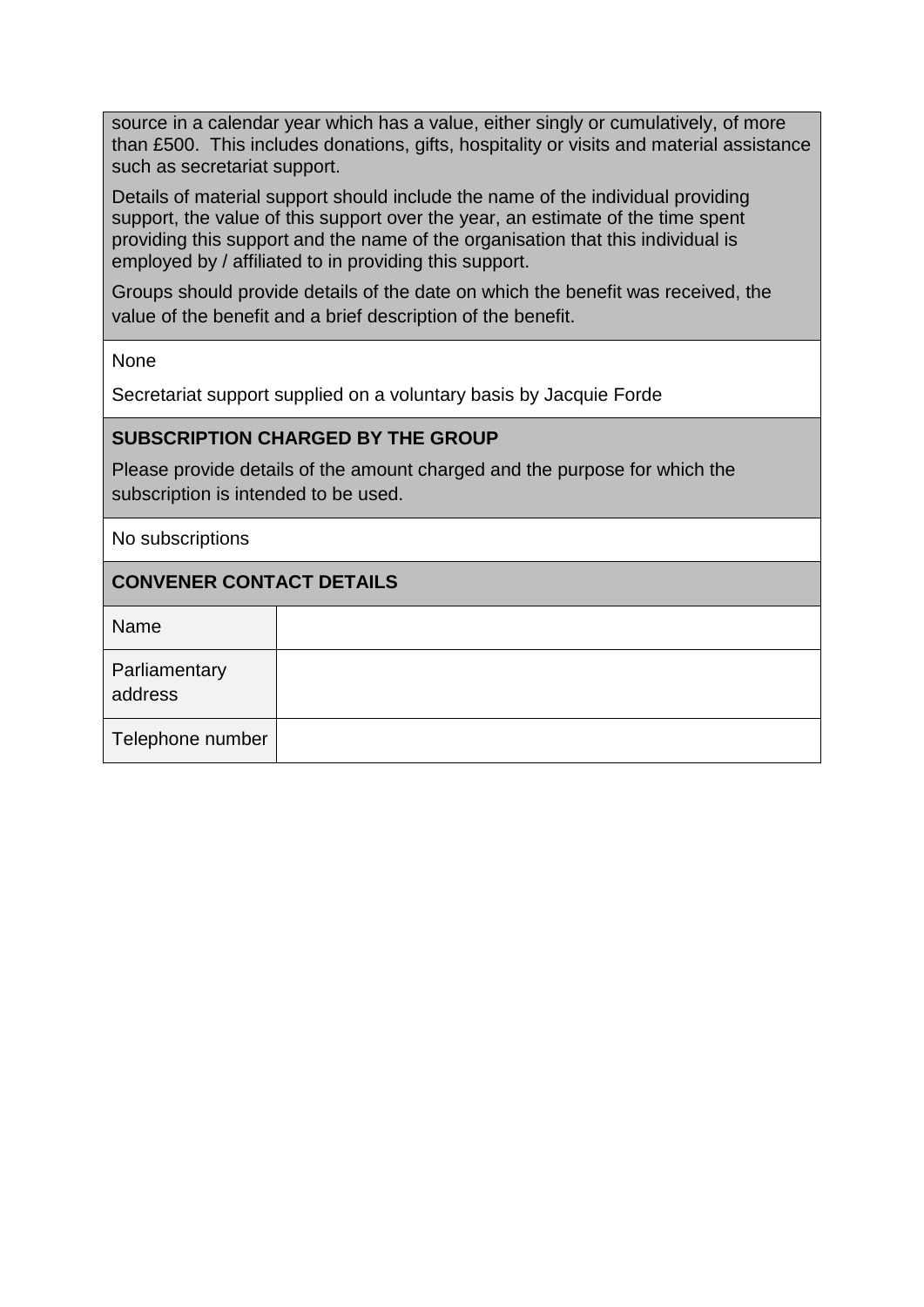source in a calendar year which has a value, either singly or cumulatively, of more than £500. This includes donations, gifts, hospitality or visits and material assistance such as secretariat support.

Details of material support should include the name of the individual providing support, the value of this support over the year, an estimate of the time spent providing this support and the name of the organisation that this individual is employed by / affiliated to in providing this support.

Groups should provide details of the date on which the benefit was received, the value of the benefit and a brief description of the benefit.

None

Secretariat support supplied on a voluntary basis by Jacquie Forde

**SUBSCRIPTION CHARGED BY THE GROUP**

Please provide details of the amount charged and the purpose for which the subscription is intended to be used.

No subscriptions

**CONVENER CONTACT DETAILS**

| | |
|---|---|
| Name | |
| Parliamentary address | |
| Telephone number | |